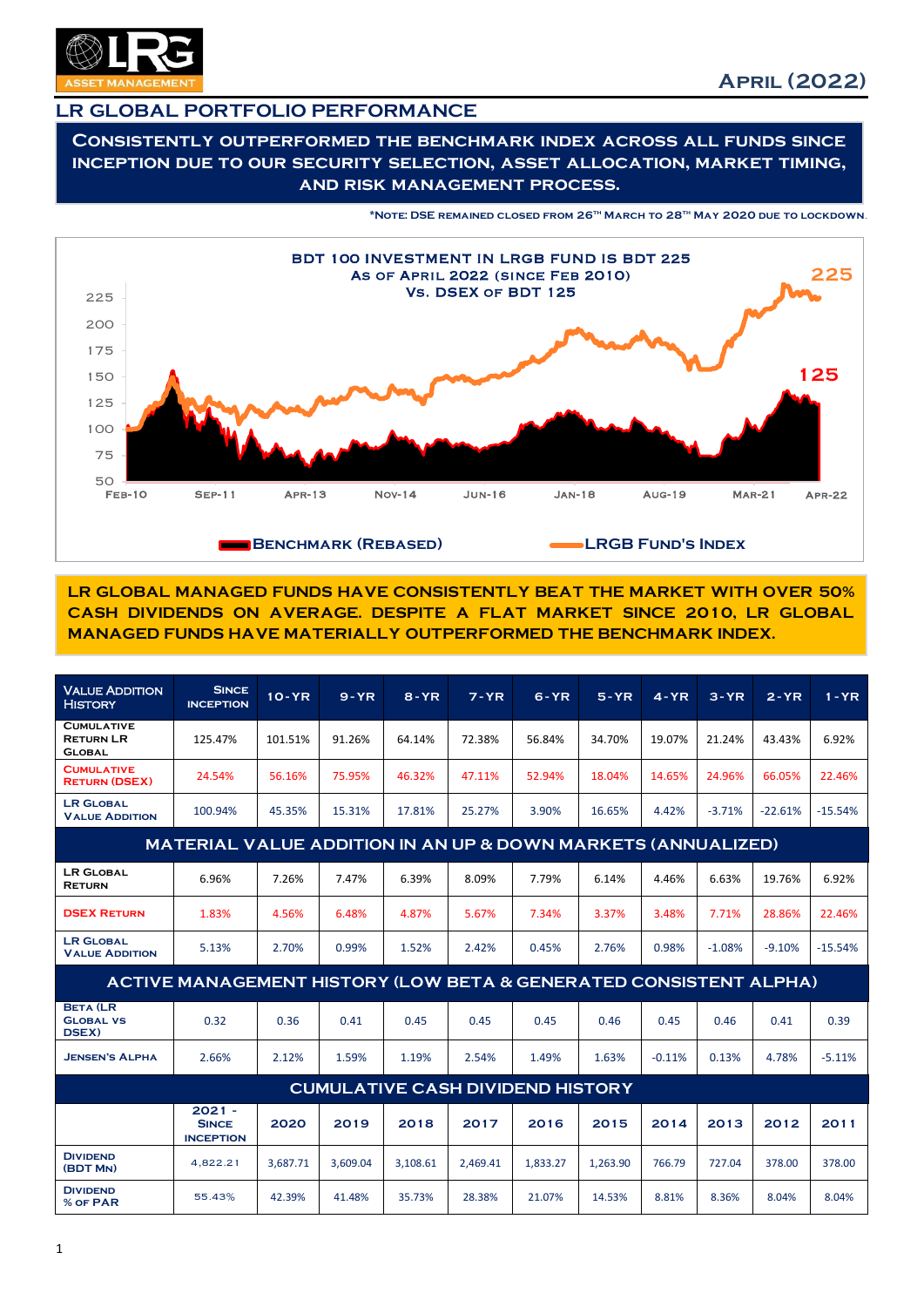**April (2022)**

## LR GLOBAL PORTFOLIO PERFORMANCE

**CONSISTENTLY OUTPERFORMED THE BENCHMARK INDEX ACROSS ALL FUNDS SINCE INCEPTION DUE TO OUR SECURITY SELECTION, ASSET ALLOCATION, MARKET TIMING, AND RISK MANAGEMENT PROCESS.**

*NOTE: DSE REMAINED CLOSED FROM 26TH MARCH TO 28TH MAY 2020 DUE TO LOCKDOWN.

**BDT 100 INVESTMENT IN LRGB FUND IS BDT 225 AS OF APRIL 2022 (SINCE FEB 2010) VS. DSEX OF BDT 125**

225

125

Benchmark (Rebased) — LRGB Fund's Index

**LR GLOBAL MANAGED FUNDS HAVE CONSISTENTLY BEAT THE MARKET WITH OVER 50% CASH DIVIDENDS ON AVERAGE. DESPITE A FLAT MARKET SINCE 2010, LR GLOBAL MANAGED FUNDS HAVE MATERIALLY OUTPERFORMED THE BENCHMARK INDEX.**

| Value Addition History | Since Inception | 10-YR | 9-YR | 8-YR | 7-YR | 6-YR | 5-YR | 4-YR | 3-YR | 2-YR | 1-YR |
|---|---|---|---|---|---|---|---|---|---|---|---|
| Cumulative Return LR Global | 125.47% | 101.51% | 91.26% | 64.14% | 72.38% | 56.84% | 34.70% | 19.07% | 21.24% | 43.43% | 6.92% |
| Cumulative Return (DSEX) | 24.54% | 56.16% | 75.95% | 46.32% | 47.11% | 52.94% | 18.04% | 14.65% | 24.96% | 66.05% | 22.46% |
| LR Global Value Addition | 100.94% | 45.35% | 15.31% | 17.81% | 25.27% | 3.90% | 16.65% | 4.42% | -3.71% | -22.61% | -15.54% |
| **MATERIAL VALUE ADDITION IN AN UP & DOWN MARKETS (ANNUALIZED)** | | | | | | | | | | | |
| LR Global Return | 6.96% | 7.26% | 7.47% | 6.39% | 8.09% | 7.79% | 6.14% | 4.46% | 6.63% | 19.76% | 6.92% |
| DSEX Return | 1.83% | 4.56% | 6.48% | 4.87% | 5.67% | 7.34% | 3.37% | 3.48% | 7.71% | 28.86% | 22.46% |
| LR Global Value Addition | 5.13% | 2.70% | 0.99% | 1.52% | 2.42% | 0.45% | 2.76% | 0.98% | -1.08% | -9.10% | -15.54% |
| **ACTIVE MANAGEMENT HISTORY (LOW BETA & GENERATED CONSISTENT ALPHA)** | | | | | | | | | | | |
| Beta (LR Global vs DSEX) | 0.32 | 0.36 | 0.41 | 0.45 | 0.45 | 0.45 | 0.46 | 0.45 | 0.46 | 0.41 | 0.39 |
| Jensen's Alpha | 2.66% | 2.12% | 1.59% | 1.19% | 2.54% | 1.49% | 1.63% | -0.11% | 0.13% | 4.78% | -5.11% |
| **CUMULATIVE CASH DIVIDEND HISTORY** | | | | | | | | | | | |
| | 2021 - Since Inception | 2020 | 2019 | 2018 | 2017 | 2016 | 2015 | 2014 | 2013 | 2012 | 2011 |
| Dividend (BDT Mn) | 4,822.21 | 3,687.71 | 3,609.04 | 3,108.61 | 2,469.41 | 1,833.27 | 1,263.90 | 766.79 | 727.04 | 378.00 | 378.00 |
| Dividend % of Par | 55.43% | 42.39% | 41.48% | 35.73% | 28.38% | 21.07% | 14.53% | 8.81% | 8.36% | 8.04% | 8.04% |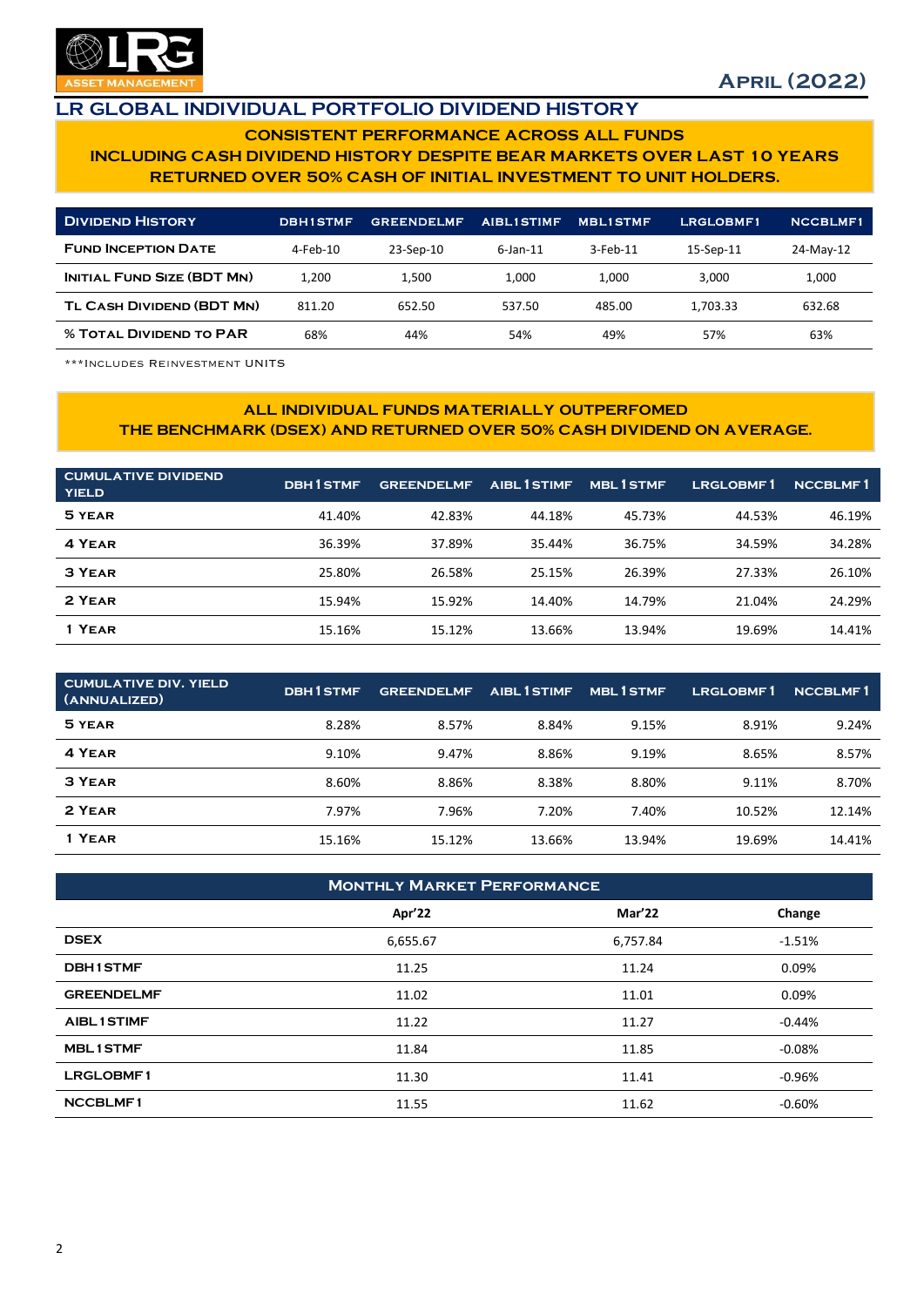# LR GLOBAL INDIVIDUAL PORTFOLIO DIVIDEND HISTORY

**CONSISTENT PERFORMANCE ACROSS ALL FUNDS**
**INCLUDING CASH DIVIDEND HISTORY DESPITE BEAR MARKETS OVER LAST 10 YEARS**
**RETURNED OVER 50% CASH OF INITIAL INVESTMENT TO UNIT HOLDERS.**

| Dividend History | DBH1STMF | GREENDELMF | AIBL1STIMF | MBL1STMF | LRGLOBMF1 | NCCBLMF1 |
|---|---|---|---|---|---|---|
| Fund Inception Date | 4-Feb-10 | 23-Sep-10 | 6-Jan-11 | 3-Feb-11 | 15-Sep-11 | 24-May-12 |
| Initial Fund Size (BDT Mn) | 1,200 | 1,500 | 1,000 | 1,000 | 3,000 | 1,000 |
| TL Cash Dividend (BDT Mn) | 811.20 | 652.50 | 537.50 | 485.00 | 1,703.33 | 632.68 |
| % Total Dividend to PAR | 68% | 44% | 54% | 49% | 57% | 63% |

***Includes Reinvestment Units

**ALL INDIVIDUAL FUNDS MATERIALLY OUTPERFOMED**
**THE BENCHMARK (DSEX) AND RETURNED OVER 50% CASH DIVIDEND ON AVERAGE.**

| CUMULATIVE DIVIDEND YIELD | DBH1STMF | GREENDELMF | AIBL1STIMF | MBL1STMF | LRGLOBMF1 | NCCBLMF1 |
|---|---|---|---|---|---|---|
| 5 Year | 41.40% | 42.83% | 44.18% | 45.73% | 44.53% | 46.19% |
| 4 Year | 36.39% | 37.89% | 35.44% | 36.75% | 34.59% | 34.28% |
| 3 Year | 25.80% | 26.58% | 25.15% | 26.39% | 27.33% | 26.10% |
| 2 Year | 15.94% | 15.92% | 14.40% | 14.79% | 21.04% | 24.29% |
| 1 Year | 15.16% | 15.12% | 13.66% | 13.94% | 19.69% | 14.41% |

| CUMULATIVE DIV. YIELD (ANNUALIZED) | DBH1STMF | GREENDELMF | AIBL1STIMF | MBL1STMF | LRGLOBMF1 | NCCBLMF1 |
|---|---|---|---|---|---|---|
| 5 Year | 8.28% | 8.57% | 8.84% | 9.15% | 8.91% | 9.24% |
| 4 Year | 9.10% | 9.47% | 8.86% | 9.19% | 8.65% | 8.57% |
| 3 Year | 8.60% | 8.86% | 8.38% | 8.80% | 9.11% | 8.70% |
| 2 Year | 7.97% | 7.96% | 7.20% | 7.40% | 10.52% | 12.14% |
| 1 Year | 15.16% | 15.12% | 13.66% | 13.94% | 19.69% | 14.41% |

| Monthly Market Performance | Apr'22 | Mar'22 | Change |
|---|---|---|---|
| DSEX | 6,655.67 | 6,757.84 | -1.51% |
| DBH1STMF | 11.25 | 11.24 | 0.09% |
| GREENDELMF | 11.02 | 11.01 | 0.09% |
| AIBL1STIMF | 11.22 | 11.27 | -0.44% |
| MBL1STMF | 11.84 | 11.85 | -0.08% |
| LRGLOBMF1 | 11.30 | 11.41 | -0.96% |
| NCCBLMF1 | 11.55 | 11.62 | -0.60% |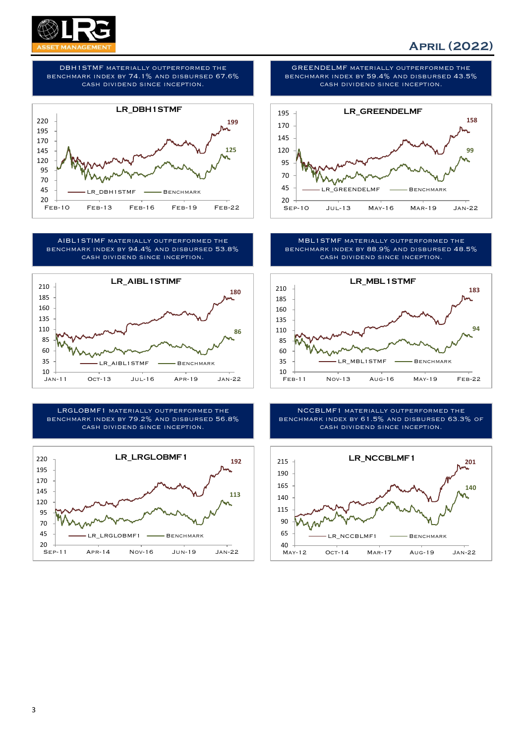APRIL (2022)

DBH1STMF MATERIALLY OUTPERFORMED THE BENCHMARK INDEX BY 74.1% AND DISBURSED 67.6% CASH DIVIDEND SINCE INCEPTION.

LR_DBH1STMF

220
195
170
145
120
95
70
45
20

199
125

LR_DBH1STMF
BENCHMARK

FEB-10 FEB-13 FEB-16 FEB-19 FEB-22

GREENDELMF MATERIALLY OUTPERFORMED THE BENCHMARK INDEX BY 59.4% AND DISBURSED 43.5% CASH DIVIDEND SINCE INCEPTION.

LR_GREENDELMF

195
170
145
120
95
70
45
20

158
99

LR_GREENDELMF
BENCHMARK

SEP-10 JUL-13 MAY-16 MAR-19 JAN-22

AIBL1STIMF MATERIALLY OUTPERFORMED THE BENCHMARK INDEX BY 94.4% AND DISBURSED 53.8% CASH DIVIDEND SINCE INCEPTION.

LR_AIBL1STIMF

210
185
160
135
110
85
60
35
10

180
86

LR_AIBL1STIMF
BENCHMARK

JAN-11 OCT-13 JUL-16 APR-19 JAN-22

MBL1STMF MATERIALLY OUTPERFORMED THE BENCHMARK INDEX BY 88.9% AND DISBURSED 48.5% CASH DIVIDEND SINCE INCEPTION.

LR_MBL1STMF

210
185
160
135
110
85
60
35
10

183
94

LR_MBL1STMF
BENCHMARK

FEB-11 NOV-13 AUG-16 MAY-19 FEB-22

LRGLOBMF1 MATERIALLY OUTPERFORMED THE BENCHMARK INDEX BY 79.2% AND DISBURSED 56.8% CASH DIVIDEND SINCE INCEPTION.

LR_LRGLOBMF1

220
195
170
145
120
95
70
45
20

192
113

LR_LRGLOBMF1
BENCHMARK

SEP-11 APR-14 NOV-16 JUN-19 JAN-22

NCCBLMF1 MATERIALLY OUTPERFORMED THE BENCHMARK INDEX BY 61.5% AND DISBURSED 63.3% OF CASH DIVIDEND SINCE INCEPTION.

LR_NCCBLMF1

215
190
165
140
115
90
65
40

201
140

LR_NCCBLMF1
BENCHMARK

MAY-12 OCT-14 MAR-17 AUG-19 JAN-22